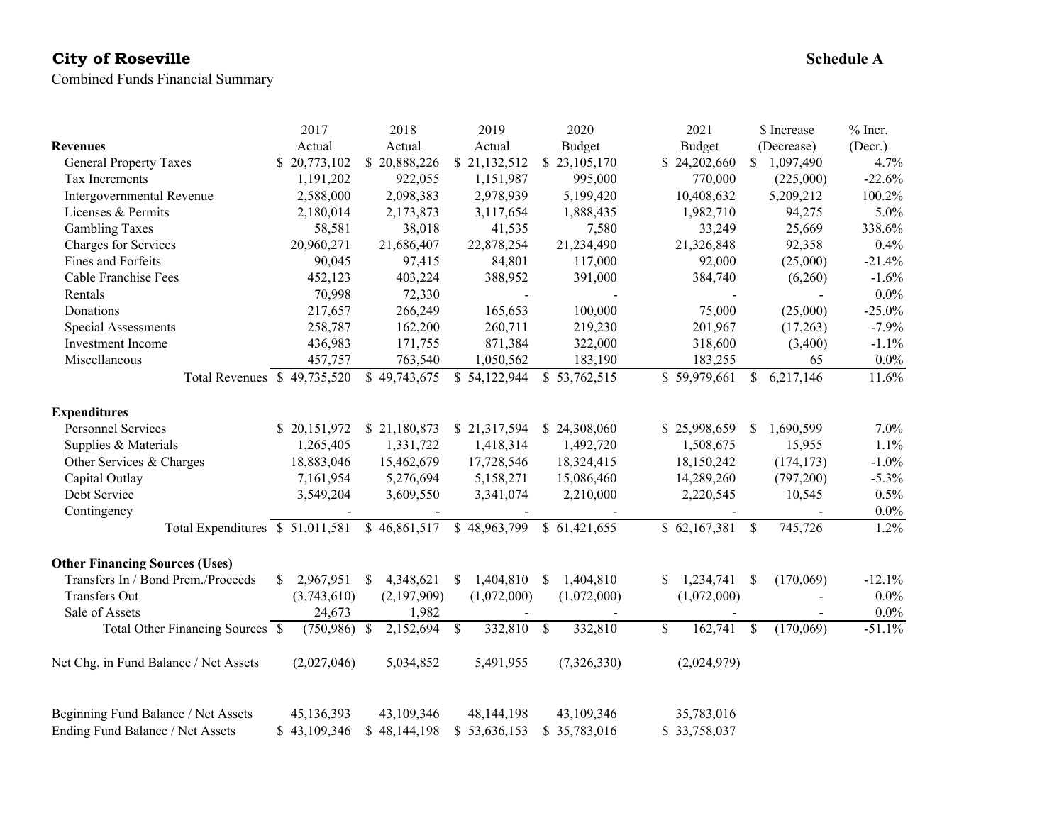**City of Roseville** **Schedule A**

Combined Funds Financial Summary

| | 2017 Actual | 2018 Actual | 2019 Actual | 2020 Budget | 2021 Budget | $ Increase (Decrease) | % Incr. (Decr.) |
|---|---|---|---|---|---|---|---|
| **Revenues** | | | | | | | |
| General Property Taxes | $ 20,773,102 | $ 20,888,226 | $ 21,132,512 | $ 23,105,170 | $ 24,202,660 | $ 1,097,490 | 4.7% |
| Tax Increments | 1,191,202 | 922,055 | 1,151,987 | 995,000 | 770,000 | (225,000) | -22.6% |
| Intergovernmental Revenue | 2,588,000 | 2,098,383 | 2,978,939 | 5,199,420 | 10,408,632 | 5,209,212 | 100.2% |
| Licenses & Permits | 2,180,014 | 2,173,873 | 3,117,654 | 1,888,435 | 1,982,710 | 94,275 | 5.0% |
| Gambling Taxes | 58,581 | 38,018 | 41,535 | 7,580 | 33,249 | 25,669 | 338.6% |
| Charges for Services | 20,960,271 | 21,686,407 | 22,878,254 | 21,234,490 | 21,326,848 | 92,358 | 0.4% |
| Fines and Forfeits | 90,045 | 97,415 | 84,801 | 117,000 | 92,000 | (25,000) | -21.4% |
| Cable Franchise Fees | 452,123 | 403,224 | 388,952 | 391,000 | 384,740 | (6,260) | -1.6% |
| Rentals | 70,998 | 72,330 | - | - | - | - | 0.0% |
| Donations | 217,657 | 266,249 | 165,653 | 100,000 | 75,000 | (25,000) | -25.0% |
| Special Assessments | 258,787 | 162,200 | 260,711 | 219,230 | 201,967 | (17,263) | -7.9% |
| Investment Income | 436,983 | 171,755 | 871,384 | 322,000 | 318,600 | (3,400) | -1.1% |
| Miscellaneous | 457,757 | 763,540 | 1,050,562 | 183,190 | 183,255 | 65 | 0.0% |
| Total Revenues | $ 49,735,520 | $ 49,743,675 | $ 54,122,944 | $ 53,762,515 | $ 59,979,661 | $ 6,217,146 | 11.6% |
| **Expenditures** | | | | | | | |
| Personnel Services | $ 20,151,972 | $ 21,180,873 | $ 21,317,594 | $ 24,308,060 | $ 25,998,659 | $ 1,690,599 | 7.0% |
| Supplies & Materials | 1,265,405 | 1,331,722 | 1,418,314 | 1,492,720 | 1,508,675 | 15,955 | 1.1% |
| Other Services & Charges | 18,883,046 | 15,462,679 | 17,728,546 | 18,324,415 | 18,150,242 | (174,173) | -1.0% |
| Capital Outlay | 7,161,954 | 5,276,694 | 5,158,271 | 15,086,460 | 14,289,260 | (797,200) | -5.3% |
| Debt Service | 3,549,204 | 3,609,550 | 3,341,074 | 2,210,000 | 2,220,545 | 10,545 | 0.5% |
| Contingency | - | - | - | - | - | - | 0.0% |
| Total Expenditures | $ 51,011,581 | $ 46,861,517 | $ 48,963,799 | $ 61,421,655 | $ 62,167,381 | $ 745,726 | 1.2% |
| **Other Financing Sources (Uses)** | | | | | | | |
| Transfers In / Bond Prem./Proceeds | $ 2,967,951 | $ 4,348,621 | $ 1,404,810 | $ 1,404,810 | $ 1,234,741 | $ (170,069) | -12.1% |
| Transfers Out | (3,743,610) | (2,197,909) | (1,072,000) | (1,072,000) | (1,072,000) | - | 0.0% |
| Sale of Assets | 24,673 | 1,982 | - | - | - | - | 0.0% |
| Total Other Financing Sources | $ (750,986) | $ 2,152,694 | $ 332,810 | $ 332,810 | $ 162,741 | $ (170,069) | -51.1% |
| Net Chg. in Fund Balance / Net Assets | (2,027,046) | 5,034,852 | 5,491,955 | (7,326,330) | (2,024,979) | | |
| Beginning Fund Balance / Net Assets | 45,136,393 | 43,109,346 | 48,144,198 | 43,109,346 | 35,783,016 | | |
| Ending Fund Balance / Net Assets | $ 43,109,346 | $ 48,144,198 | $ 53,636,153 | $ 35,783,016 | $ 33,758,037 | | |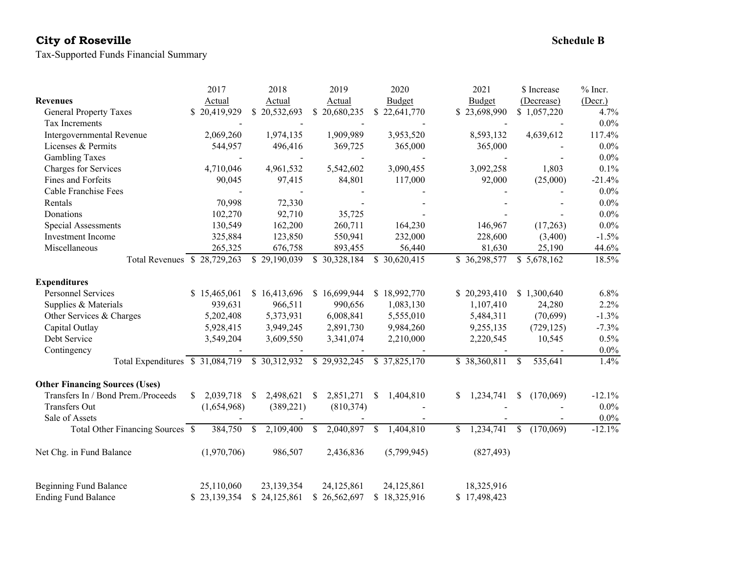**City of Roseville** — **Schedule B**

Tax-Supported Funds Financial Summary

| | 2017 Actual | 2018 Actual | 2019 Actual | 2020 Budget | 2021 Budget | $ Increase (Decrease) | % Incr. (Decr.) |
|---|---|---|---|---|---|---|---|
| **Revenues** | | | | | | | |
| General Property Taxes | $ 20,419,929 | $ 20,532,693 | $ 20,680,235 | $ 22,641,770 | $ 23,698,990 | $ 1,057,220 | 4.7% |
| Tax Increments | - | - | - | - | - | - | 0.0% |
| Intergovernmental Revenue | 2,069,260 | 1,974,135 | 1,909,989 | 3,953,520 | 8,593,132 | 4,639,612 | 117.4% |
| Licenses & Permits | 544,957 | 496,416 | 369,725 | 365,000 | 365,000 | - | 0.0% |
| Gambling Taxes | - | - | - | - | - | - | 0.0% |
| Charges for Services | 4,710,046 | 4,961,532 | 5,542,602 | 3,090,455 | 3,092,258 | 1,803 | 0.1% |
| Fines and Forfeits | 90,045 | 97,415 | 84,801 | 117,000 | 92,000 | (25,000) | -21.4% |
| Cable Franchise Fees | - | - | - | - | - | - | 0.0% |
| Rentals | 70,998 | 72,330 | - | - | - | - | 0.0% |
| Donations | 102,270 | 92,710 | 35,725 | - | - | - | 0.0% |
| Special Assessments | 130,549 | 162,200 | 260,711 | 164,230 | 146,967 | (17,263) | 0.0% |
| Investment Income | 325,884 | 123,850 | 550,941 | 232,000 | 228,600 | (3,400) | -1.5% |
| Miscellaneous | 265,325 | 676,758 | 893,455 | 56,440 | 81,630 | 25,190 | 44.6% |
| Total Revenues | $ 28,729,263 | $ 29,190,039 | $ 30,328,184 | $ 30,620,415 | $ 36,298,577 | $ 5,678,162 | 18.5% |
| **Expenditures** | | | | | | | |
| Personnel Services | $ 15,465,061 | $ 16,413,696 | $ 16,699,944 | $ 18,992,770 | $ 20,293,410 | $ 1,300,640 | 6.8% |
| Supplies & Materials | 939,631 | 966,511 | 990,656 | 1,083,130 | 1,107,410 | 24,280 | 2.2% |
| Other Services & Charges | 5,202,408 | 5,373,931 | 6,008,841 | 5,555,010 | 5,484,311 | (70,699) | -1.3% |
| Capital Outlay | 5,928,415 | 3,949,245 | 2,891,730 | 9,984,260 | 9,255,135 | (729,125) | -7.3% |
| Debt Service | 3,549,204 | 3,609,550 | 3,341,074 | 2,210,000 | 2,220,545 | 10,545 | 0.5% |
| Contingency | - | - | - | - | - | - | 0.0% |
| Total Expenditures | $ 31,084,719 | $ 30,312,932 | $ 29,932,245 | $ 37,825,170 | $ 38,360,811 | $ 535,641 | 1.4% |
| **Other Financing Sources (Uses)** | | | | | | | |
| Transfers In / Bond Prem./Proceeds | $ 2,039,718 | $ 2,498,621 | $ 2,851,271 | $ 1,404,810 | $ 1,234,741 | $ (170,069) | -12.1% |
| Transfers Out | (1,654,968) | (389,221) | (810,374) | - | - | - | 0.0% |
| Sale of Assets | - | - | - | - | - | - | 0.0% |
| Total Other Financing Sources | $ 384,750 | $ 2,109,400 | $ 2,040,897 | $ 1,404,810 | $ 1,234,741 | $ (170,069) | -12.1% |
| Net Chg. in Fund Balance | (1,970,706) | 986,507 | 2,436,836 | (5,799,945) | (827,493) | | |
| Beginning Fund Balance | 25,110,060 | 23,139,354 | 24,125,861 | 24,125,861 | 18,325,916 | | |
| Ending Fund Balance | $ 23,139,354 | $ 24,125,861 | $ 26,562,697 | $ 18,325,916 | $ 17,498,423 | | |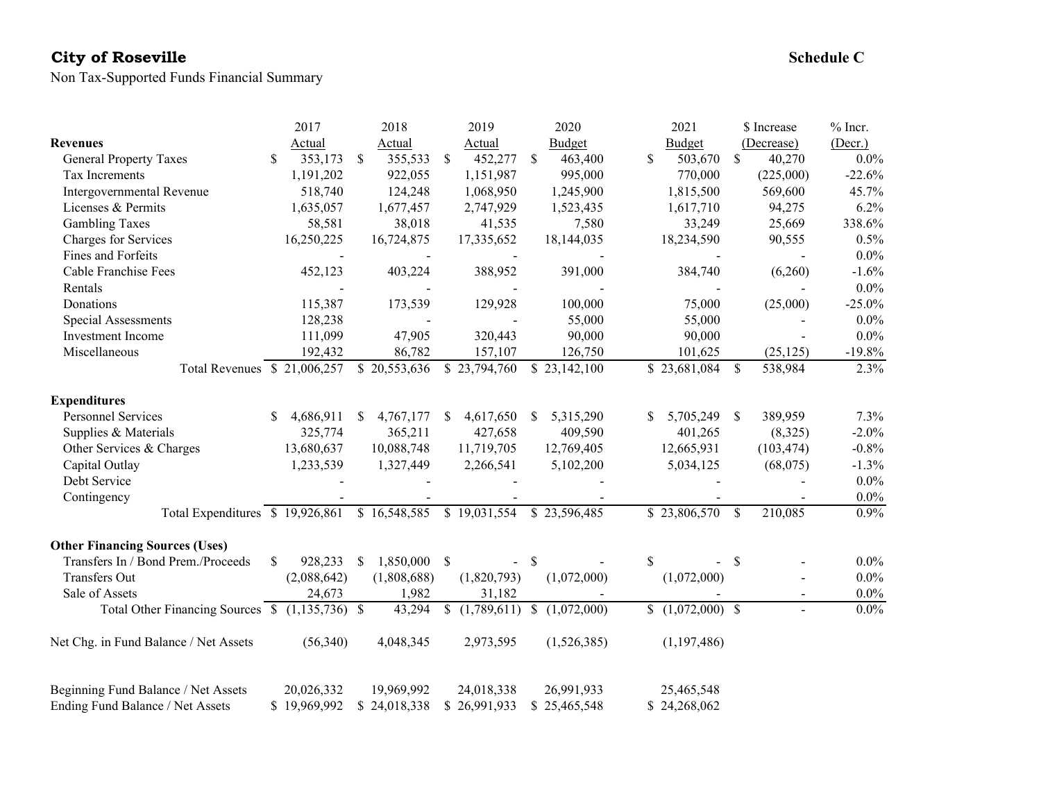**City of Roseville** **Schedule C**

Non Tax-Supported Funds Financial Summary

| | 2017 Actual | 2018 Actual | 2019 Actual | 2020 Budget | 2021 Budget | $ Increase (Decrease) | % Incr. (Decr.) |
|---|---|---|---|---|---|---|---|
| **Revenues** | | | | | | | |
| General Property Taxes | $ 353,173 | $ 355,533 | $ 452,277 | $ 463,400 | $ 503,670 | $ 40,270 | 0.0% |
| Tax Increments | 1,191,202 | 922,055 | 1,151,987 | 995,000 | 770,000 | (225,000) | -22.6% |
| Intergovernmental Revenue | 518,740 | 124,248 | 1,068,950 | 1,245,900 | 1,815,500 | 569,600 | 45.7% |
| Licenses & Permits | 1,635,057 | 1,677,457 | 2,747,929 | 1,523,435 | 1,617,710 | 94,275 | 6.2% |
| Gambling Taxes | 58,581 | 38,018 | 41,535 | 7,580 | 33,249 | 25,669 | 338.6% |
| Charges for Services | 16,250,225 | 16,724,875 | 17,335,652 | 18,144,035 | 18,234,590 | 90,555 | 0.5% |
| Fines and Forfeits | - | - | - | - | - | - | 0.0% |
| Cable Franchise Fees | 452,123 | 403,224 | 388,952 | 391,000 | 384,740 | (6,260) | -1.6% |
| Rentals | - | - | - | - | - | - | 0.0% |
| Donations | 115,387 | 173,539 | 129,928 | 100,000 | 75,000 | (25,000) | -25.0% |
| Special Assessments | 128,238 | - | - | 55,000 | 55,000 | - | 0.0% |
| Investment Income | 111,099 | 47,905 | 320,443 | 90,000 | 90,000 | - | 0.0% |
| Miscellaneous | 192,432 | 86,782 | 157,107 | 126,750 | 101,625 | (25,125) | -19.8% |
| Total Revenues | $ 21,006,257 | $ 20,553,636 | $ 23,794,760 | $ 23,142,100 | $ 23,681,084 | $ 538,984 | 2.3% |
| **Expenditures** | | | | | | | |
| Personnel Services | $ 4,686,911 | $ 4,767,177 | $ 4,617,650 | $ 5,315,290 | $ 5,705,249 | $ 389,959 | 7.3% |
| Supplies & Materials | 325,774 | 365,211 | 427,658 | 409,590 | 401,265 | (8,325) | -2.0% |
| Other Services & Charges | 13,680,637 | 10,088,748 | 11,719,705 | 12,769,405 | 12,665,931 | (103,474) | -0.8% |
| Capital Outlay | 1,233,539 | 1,327,449 | 2,266,541 | 5,102,200 | 5,034,125 | (68,075) | -1.3% |
| Debt Service | - | - | - | - | - | - | 0.0% |
| Contingency | - | - | - | - | - | - | 0.0% |
| Total Expenditures | $ 19,926,861 | $ 16,548,585 | $ 19,031,554 | $ 23,596,485 | $ 23,806,570 | $ 210,085 | 0.9% |
| **Other Financing Sources (Uses)** | | | | | | | |
| Transfers In / Bond Prem./Proceeds | $ 928,233 | $ 1,850,000 | $ - | $ - | $ - | $ - | 0.0% |
| Transfers Out | (2,088,642) | (1,808,688) | (1,820,793) | (1,072,000) | (1,072,000) | - | 0.0% |
| Sale of Assets | 24,673 | 1,982 | 31,182 | - | - | - | 0.0% |
| Total Other Financing Sources | $ (1,135,736) | $ 43,294 | $ (1,789,611) | $ (1,072,000) | $ (1,072,000) | $ - | 0.0% |
| Net Chg. in Fund Balance / Net Assets | (56,340) | 4,048,345 | 2,973,595 | (1,526,385) | (1,197,486) | | |
| Beginning Fund Balance / Net Assets | 20,026,332 | 19,969,992 | 24,018,338 | 26,991,933 | 25,465,548 | | |
| Ending Fund Balance / Net Assets | $ 19,969,992 | $ 24,018,338 | $ 26,991,933 | $ 25,465,548 | $ 24,268,062 | | |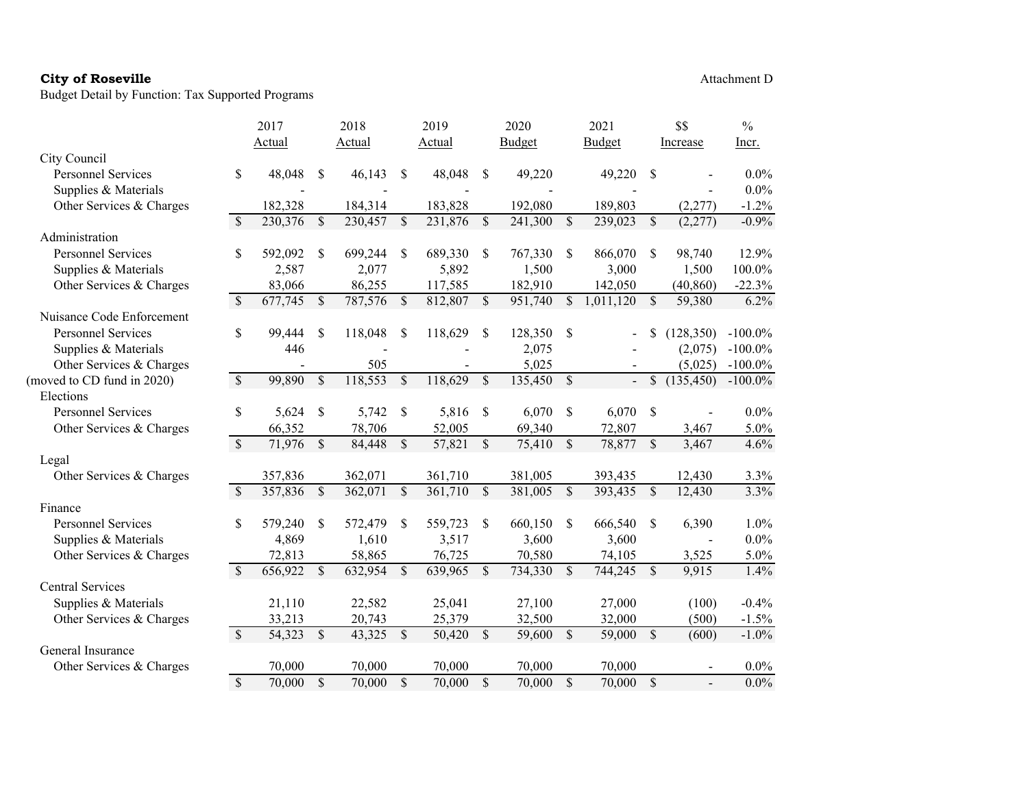**City of Roseville**

Attachment D

Budget Detail by Function: Tax Supported Programs

| | 2017 Actual | 2018 Actual | 2019 Actual | 2020 Budget | 2021 Budget | $$ Increase | % Incr. |
|---|---|---|---|---|---|---|---|
| **City Council** | | | | | | | |
| Personnel Services | $ 48,048 | $ 46,143 | $ 48,048 | $ 49,220 | 49,220 | $ - | 0.0% |
| Supplies & Materials | - | - | - | - | - | - | 0.0% |
| Other Services & Charges | 182,328 | 184,314 | 183,828 | 192,080 | 189,803 | (2,277) | -1.2% |
| | $ 230,376 | $ 230,457 | $ 231,876 | $ 241,300 | $ 239,023 | $ (2,277) | -0.9% |
| **Administration** | | | | | | | |
| Personnel Services | $ 592,092 | $ 699,244 | $ 689,330 | $ 767,330 | $ 866,070 | $ 98,740 | 12.9% |
| Supplies & Materials | 2,587 | 2,077 | 5,892 | 1,500 | 3,000 | 1,500 | 100.0% |
| Other Services & Charges | 83,066 | 86,255 | 117,585 | 182,910 | 142,050 | (40,860) | -22.3% |
| | $ 677,745 | $ 787,576 | $ 812,807 | $ 951,740 | $ 1,011,120 | $ 59,380 | 6.2% |
| **Nuisance Code Enforcement** | | | | | | | |
| Personnel Services | $ 99,444 | $ 118,048 | $ 118,629 | $ 128,350 | $ - | $ (128,350) | -100.0% |
| Supplies & Materials | 446 | - | - | 2,075 | - | (2,075) | -100.0% |
| Other Services & Charges | - | 505 | - | 5,025 | - | (5,025) | -100.0% |
| (moved to CD fund in 2020) | $ 99,890 | $ 118,553 | $ 118,629 | $ 135,450 | $ - | $ (135,450) | -100.0% |
| **Elections** | | | | | | | |
| Personnel Services | $ 5,624 | $ 5,742 | $ 5,816 | $ 6,070 | $ 6,070 | $ - | 0.0% |
| Other Services & Charges | 66,352 | 78,706 | 52,005 | 69,340 | 72,807 | 3,467 | 5.0% |
| | $ 71,976 | $ 84,448 | $ 57,821 | $ 75,410 | $ 78,877 | $ 3,467 | 4.6% |
| **Legal** | | | | | | | |
| Other Services & Charges | 357,836 | 362,071 | 361,710 | 381,005 | 393,435 | 12,430 | 3.3% |
| | $ 357,836 | $ 362,071 | $ 361,710 | $ 381,005 | $ 393,435 | $ 12,430 | 3.3% |
| **Finance** | | | | | | | |
| Personnel Services | $ 579,240 | $ 572,479 | $ 559,723 | $ 660,150 | $ 666,540 | $ 6,390 | 1.0% |
| Supplies & Materials | 4,869 | 1,610 | 3,517 | 3,600 | 3,600 | - | 0.0% |
| Other Services & Charges | 72,813 | 58,865 | 76,725 | 70,580 | 74,105 | 3,525 | 5.0% |
| | $ 656,922 | $ 632,954 | $ 639,965 | $ 734,330 | $ 744,245 | $ 9,915 | 1.4% |
| **Central Services** | | | | | | | |
| Supplies & Materials | 21,110 | 22,582 | 25,041 | 27,100 | 27,000 | (100) | -0.4% |
| Other Services & Charges | 33,213 | 20,743 | 25,379 | 32,500 | 32,000 | (500) | -1.5% |
| | $ 54,323 | $ 43,325 | $ 50,420 | $ 59,600 | $ 59,000 | $ (600) | -1.0% |
| **General Insurance** | | | | | | | |
| Other Services & Charges | 70,000 | 70,000 | 70,000 | 70,000 | 70,000 | - | 0.0% |
| | $ 70,000 | $ 70,000 | $ 70,000 | $ 70,000 | $ 70,000 | $ - | 0.0% |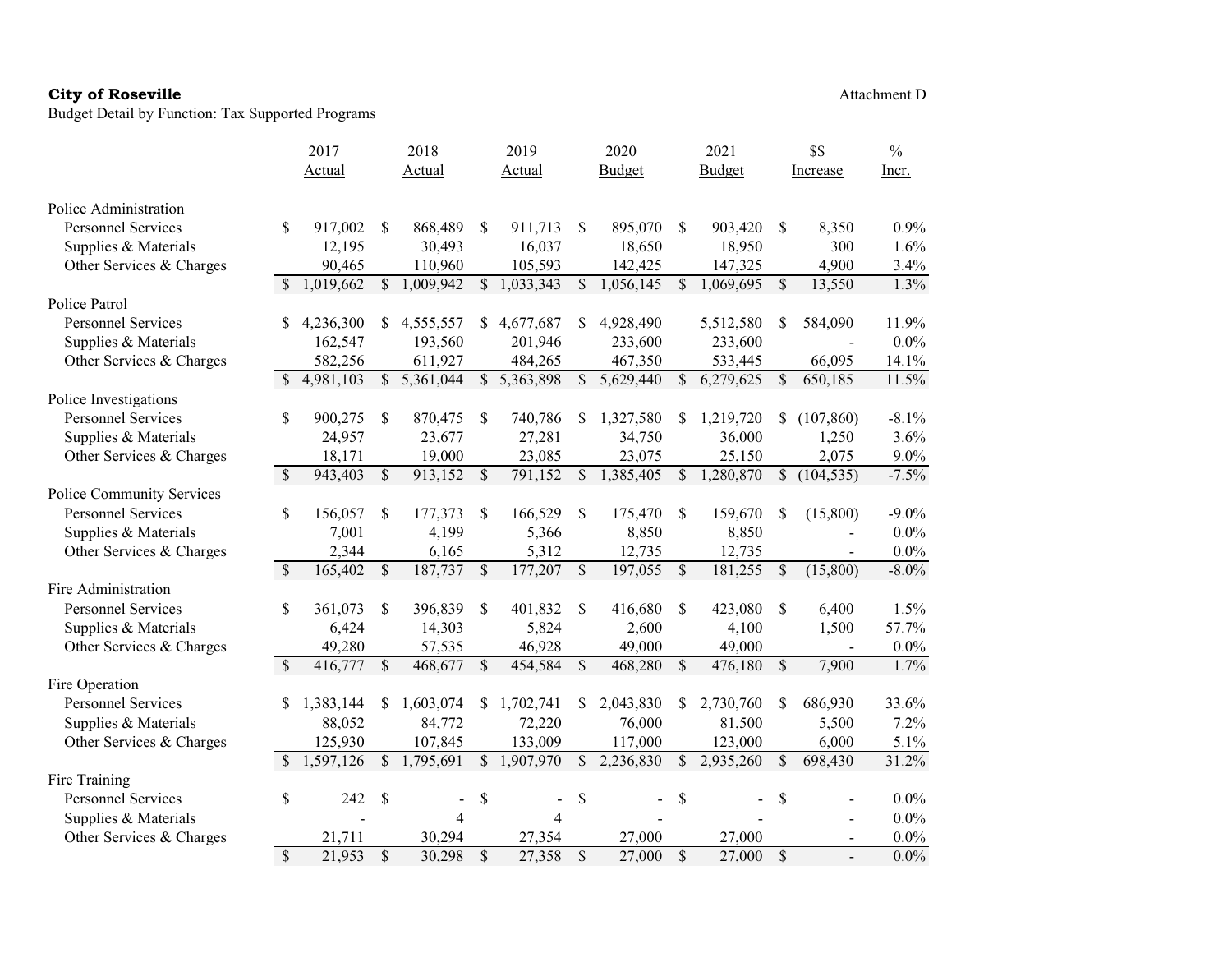**City of Roseville**

Budget Detail by Function: Tax Supported Programs

Attachment D

| | 2017 Actual | 2018 Actual | 2019 Actual | 2020 Budget | 2021 Budget | $$ Increase | % Incr. |
|---|---|---|---|---|---|---|---|
| **Police Administration** | | | | | | | |
| Personnel Services | $ 917,002 | $ 868,489 | $ 911,713 | $ 895,070 | $ 903,420 | $ 8,350 | 0.9% |
| Supplies & Materials | 12,195 | 30,493 | 16,037 | 18,650 | 18,950 | 300 | 1.6% |
| Other Services & Charges | 90,465 | 110,960 | 105,593 | 142,425 | 147,325 | 4,900 | 3.4% |
| | $ 1,019,662 | $ 1,009,942 | $ 1,033,343 | $ 1,056,145 | $ 1,069,695 | $ 13,550 | 1.3% |
| **Police Patrol** | | | | | | | |
| Personnel Services | $ 4,236,300 | $ 4,555,557 | $ 4,677,687 | $ 4,928,490 | 5,512,580 | $ 584,090 | 11.9% |
| Supplies & Materials | 162,547 | 193,560 | 201,946 | 233,600 | 233,600 | - | 0.0% |
| Other Services & Charges | 582,256 | 611,927 | 484,265 | 467,350 | 533,445 | 66,095 | 14.1% |
| | $ 4,981,103 | $ 5,361,044 | $ 5,363,898 | $ 5,629,440 | $ 6,279,625 | $ 650,185 | 11.5% |
| **Police Investigations** | | | | | | | |
| Personnel Services | $ 900,275 | $ 870,475 | $ 740,786 | $ 1,327,580 | $ 1,219,720 | $ (107,860) | -8.1% |
| Supplies & Materials | 24,957 | 23,677 | 27,281 | 34,750 | 36,000 | 1,250 | 3.6% |
| Other Services & Charges | 18,171 | 19,000 | 23,085 | 23,075 | 25,150 | 2,075 | 9.0% |
| | $ 943,403 | $ 913,152 | $ 791,152 | $ 1,385,405 | $ 1,280,870 | $ (104,535) | -7.5% |
| **Police Community Services** | | | | | | | |
| Personnel Services | $ 156,057 | $ 177,373 | $ 166,529 | $ 175,470 | $ 159,670 | $ (15,800) | -9.0% |
| Supplies & Materials | 7,001 | 4,199 | 5,366 | 8,850 | 8,850 | - | 0.0% |
| Other Services & Charges | 2,344 | 6,165 | 5,312 | 12,735 | 12,735 | - | 0.0% |
| | $ 165,402 | $ 187,737 | $ 177,207 | $ 197,055 | $ 181,255 | $ (15,800) | -8.0% |
| **Fire Administration** | | | | | | | |
| Personnel Services | $ 361,073 | $ 396,839 | $ 401,832 | $ 416,680 | $ 423,080 | $ 6,400 | 1.5% |
| Supplies & Materials | 6,424 | 14,303 | 5,824 | 2,600 | 4,100 | 1,500 | 57.7% |
| Other Services & Charges | 49,280 | 57,535 | 46,928 | 49,000 | 49,000 | - | 0.0% |
| | $ 416,777 | $ 468,677 | $ 454,584 | $ 468,280 | $ 476,180 | $ 7,900 | 1.7% |
| **Fire Operation** | | | | | | | |
| Personnel Services | $ 1,383,144 | $ 1,603,074 | $ 1,702,741 | $ 2,043,830 | $ 2,730,760 | $ 686,930 | 33.6% |
| Supplies & Materials | 88,052 | 84,772 | 72,220 | 76,000 | 81,500 | 5,500 | 7.2% |
| Other Services & Charges | 125,930 | 107,845 | 133,009 | 117,000 | 123,000 | 6,000 | 5.1% |
| | $ 1,597,126 | $ 1,795,691 | $ 1,907,970 | $ 2,236,830 | $ 2,935,260 | $ 698,430 | 31.2% |
| **Fire Training** | | | | | | | |
| Personnel Services | $ 242 | $ - | $ - | $ - | $ - | $ - | 0.0% |
| Supplies & Materials | - | 4 | 4 | - | - | - | 0.0% |
| Other Services & Charges | 21,711 | 30,294 | 27,354 | 27,000 | 27,000 | - | 0.0% |
| | $ 21,953 | $ 30,298 | $ 27,358 | $ 27,000 | $ 27,000 | $ - | 0.0% |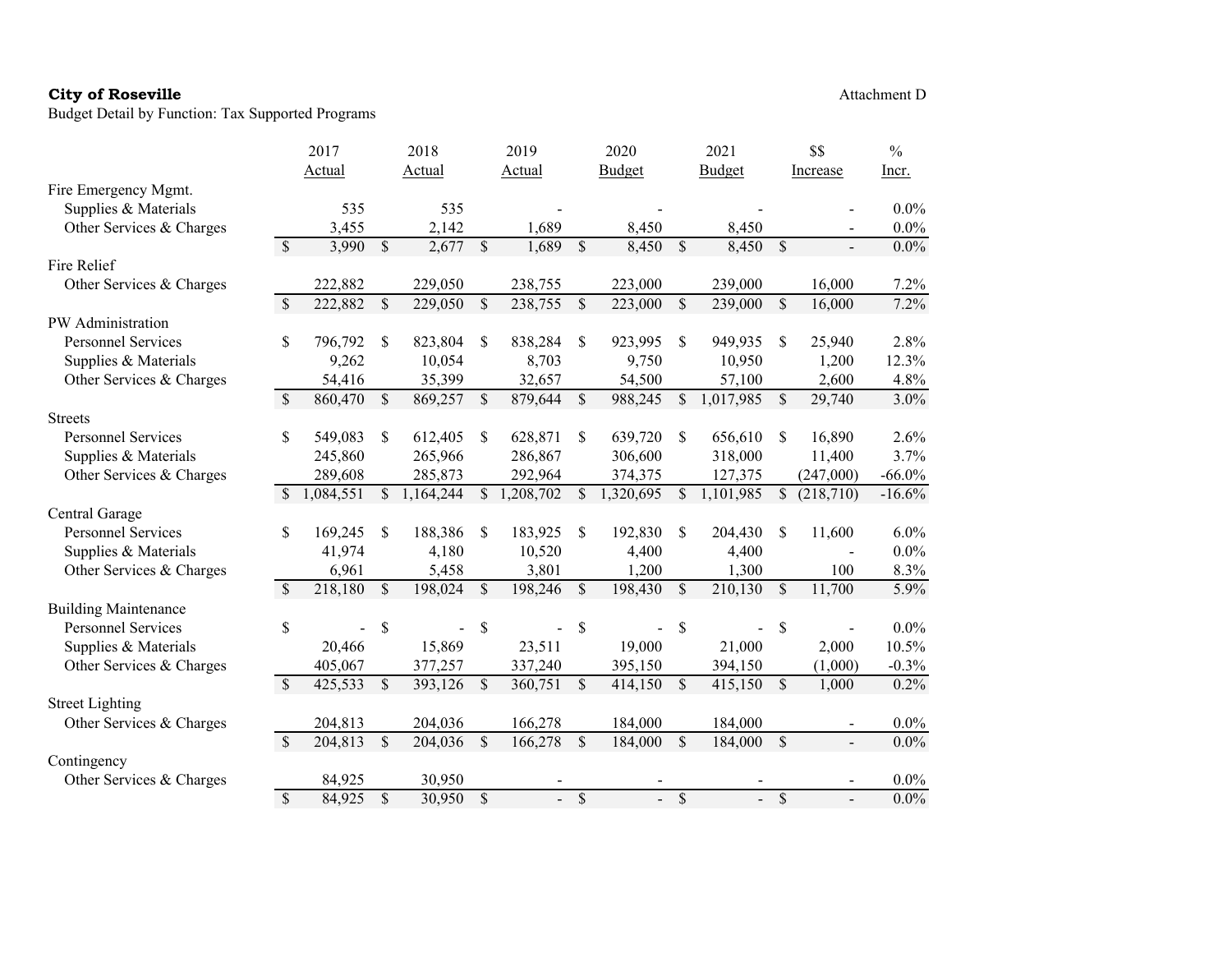**City of Roseville**

Attachment D

Budget Detail by Function: Tax Supported Programs

| | 2017 Actual | 2018 Actual | 2019 Actual | 2020 Budget | 2021 Budget | $$ Increase | % Incr. |
|---|---|---|---|---|---|---|---|
| **Fire Emergency Mgmt.** | | | | | | | |
| Supplies & Materials | 535 | 535 | - | - | - | - | 0.0% |
| Other Services & Charges | 3,455 | 2,142 | 1,689 | 8,450 | 8,450 | - | 0.0% |
| | $ 3,990 | $ 2,677 | $ 1,689 | $ 8,450 | $ 8,450 | $ - | 0.0% |
| **Fire Relief** | | | | | | | |
| Other Services & Charges | 222,882 | 229,050 | 238,755 | 223,000 | 239,000 | 16,000 | 7.2% |
| | $ 222,882 | $ 229,050 | $ 238,755 | $ 223,000 | $ 239,000 | $ 16,000 | 7.2% |
| **PW Administration** | | | | | | | |
| Personnel Services | $ 796,792 | $ 823,804 | $ 838,284 | $ 923,995 | $ 949,935 | $ 25,940 | 2.8% |
| Supplies & Materials | 9,262 | 10,054 | 8,703 | 9,750 | 10,950 | 1,200 | 12.3% |
| Other Services & Charges | 54,416 | 35,399 | 32,657 | 54,500 | 57,100 | 2,600 | 4.8% |
| | $ 860,470 | $ 869,257 | $ 879,644 | $ 988,245 | $ 1,017,985 | $ 29,740 | 3.0% |
| **Streets** | | | | | | | |
| Personnel Services | $ 549,083 | $ 612,405 | $ 628,871 | $ 639,720 | $ 656,610 | $ 16,890 | 2.6% |
| Supplies & Materials | 245,860 | 265,966 | 286,867 | 306,600 | 318,000 | 11,400 | 3.7% |
| Other Services & Charges | 289,608 | 285,873 | 292,964 | 374,375 | 127,375 | (247,000) | -66.0% |
| | $ 1,084,551 | $ 1,164,244 | $ 1,208,702 | $ 1,320,695 | $ 1,101,985 | $ (218,710) | -16.6% |
| **Central Garage** | | | | | | | |
| Personnel Services | $ 169,245 | $ 188,386 | $ 183,925 | $ 192,830 | $ 204,430 | $ 11,600 | 6.0% |
| Supplies & Materials | 41,974 | 4,180 | 10,520 | 4,400 | 4,400 | - | 0.0% |
| Other Services & Charges | 6,961 | 5,458 | 3,801 | 1,200 | 1,300 | 100 | 8.3% |
| | $ 218,180 | $ 198,024 | $ 198,246 | $ 198,430 | $ 210,130 | $ 11,700 | 5.9% |
| **Building Maintenance** | | | | | | | |
| Personnel Services | $ - | $ - | $ - | $ - | $ - | $ - | 0.0% |
| Supplies & Materials | 20,466 | 15,869 | 23,511 | 19,000 | 21,000 | 2,000 | 10.5% |
| Other Services & Charges | 405,067 | 377,257 | 337,240 | 395,150 | 394,150 | (1,000) | -0.3% |
| | $ 425,533 | $ 393,126 | $ 360,751 | $ 414,150 | $ 415,150 | $ 1,000 | 0.2% |
| **Street Lighting** | | | | | | | |
| Other Services & Charges | 204,813 | 204,036 | 166,278 | 184,000 | 184,000 | - | 0.0% |
| | $ 204,813 | $ 204,036 | $ 166,278 | $ 184,000 | $ 184,000 | $ - | 0.0% |
| **Contingency** | | | | | | | |
| Other Services & Charges | 84,925 | 30,950 | - | - | - | - | 0.0% |
| | $ 84,925 | $ 30,950 | $ - | $ - | $ - | $ - | 0.0% |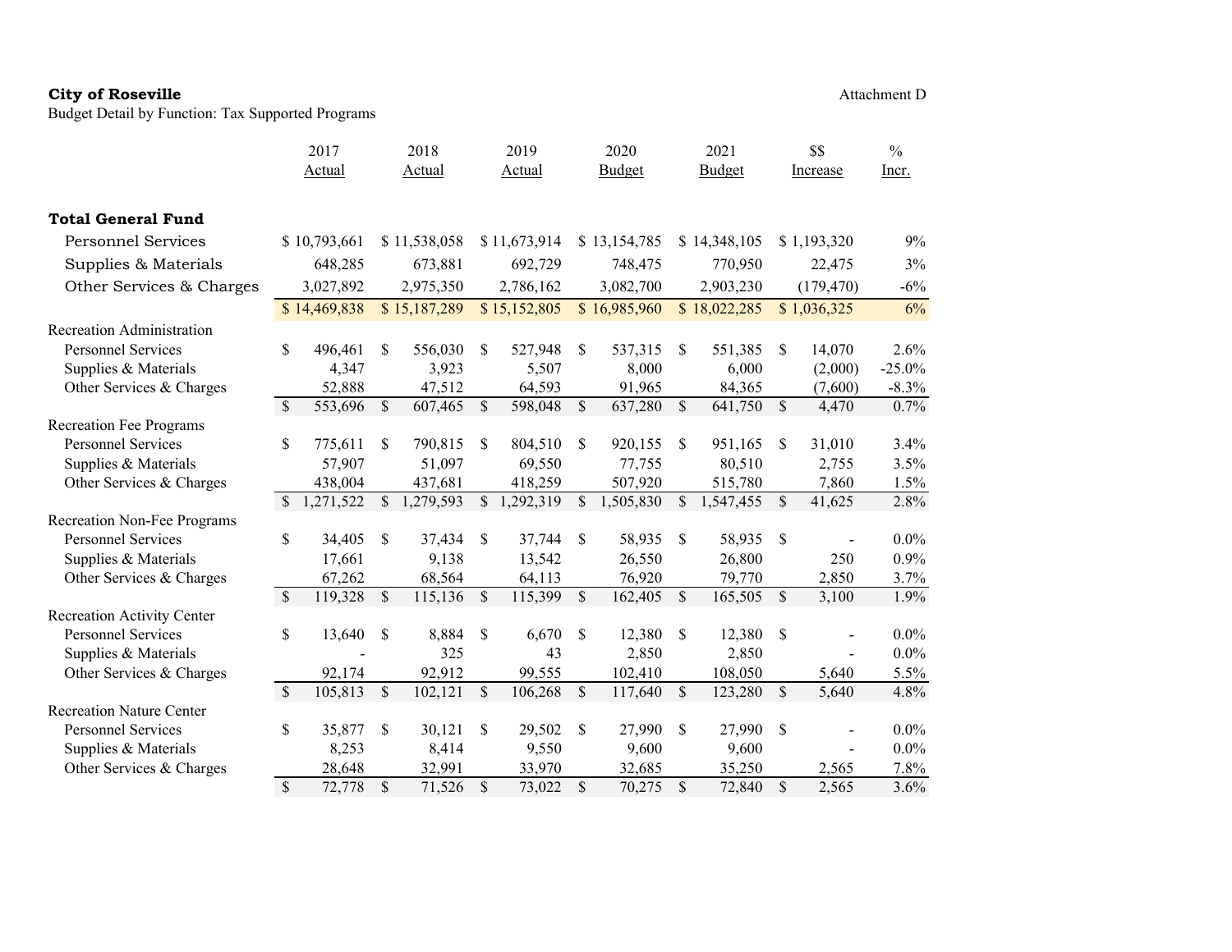**City of Roseville**

Budget Detail by Function: Tax Supported Programs

Attachment D

| | 2017 Actual | 2018 Actual | 2019 Actual | 2020 Budget | 2021 Budget | $$ Increase | % Incr. |
|---|---|---|---|---|---|---|---|
| **Total General Fund** | | | | | | | |
| Personnel Services | $ 10,793,661 | $ 11,538,058 | $ 11,673,914 | $ 13,154,785 | $ 14,348,105 | $ 1,193,320 | 9% |
| Supplies & Materials | 648,285 | 673,881 | 692,729 | 748,475 | 770,950 | 22,475 | 3% |
| Other Services & Charges | 3,027,892 | 2,975,350 | 2,786,162 | 3,082,700 | 2,903,230 | (179,470) | -6% |
| | $ 14,469,838 | $ 15,187,289 | $ 15,152,805 | $ 16,985,960 | $ 18,022,285 | $ 1,036,325 | 6% |
| Recreation Administration | | | | | | | |
| Personnel Services | $ 496,461 | $ 556,030 | $ 527,948 | $ 537,315 | $ 551,385 | $ 14,070 | 2.6% |
| Supplies & Materials | 4,347 | 3,923 | 5,507 | 8,000 | 6,000 | (2,000) | -25.0% |
| Other Services & Charges | 52,888 | 47,512 | 64,593 | 91,965 | 84,365 | (7,600) | -8.3% |
| | $ 553,696 | $ 607,465 | $ 598,048 | $ 637,280 | $ 641,750 | $ 4,470 | 0.7% |
| Recreation Fee Programs | | | | | | | |
| Personnel Services | $ 775,611 | $ 790,815 | $ 804,510 | $ 920,155 | $ 951,165 | $ 31,010 | 3.4% |
| Supplies & Materials | 57,907 | 51,097 | 69,550 | 77,755 | 80,510 | 2,755 | 3.5% |
| Other Services & Charges | 438,004 | 437,681 | 418,259 | 507,920 | 515,780 | 7,860 | 1.5% |
| | $ 1,271,522 | $ 1,279,593 | $ 1,292,319 | $ 1,505,830 | $ 1,547,455 | $ 41,625 | 2.8% |
| Recreation Non-Fee Programs | | | | | | | |
| Personnel Services | $ 34,405 | $ 37,434 | $ 37,744 | $ 58,935 | $ 58,935 | $ - | 0.0% |
| Supplies & Materials | 17,661 | 9,138 | 13,542 | 26,550 | 26,800 | 250 | 0.9% |
| Other Services & Charges | 67,262 | 68,564 | 64,113 | 76,920 | 79,770 | 2,850 | 3.7% |
| | $ 119,328 | $ 115,136 | $ 115,399 | $ 162,405 | $ 165,505 | $ 3,100 | 1.9% |
| Recreation Activity Center | | | | | | | |
| Personnel Services | $ 13,640 | $ 8,884 | $ 6,670 | $ 12,380 | $ 12,380 | $ - | 0.0% |
| Supplies & Materials | - | 325 | 43 | 2,850 | 2,850 | - | 0.0% |
| Other Services & Charges | 92,174 | 92,912 | 99,555 | 102,410 | 108,050 | 5,640 | 5.5% |
| | $ 105,813 | $ 102,121 | $ 106,268 | $ 117,640 | $ 123,280 | $ 5,640 | 4.8% |
| Recreation Nature Center | | | | | | | |
| Personnel Services | $ 35,877 | $ 30,121 | $ 29,502 | $ 27,990 | $ 27,990 | $ - | 0.0% |
| Supplies & Materials | 8,253 | 8,414 | 9,550 | 9,600 | 9,600 | - | 0.0% |
| Other Services & Charges | 28,648 | 32,991 | 33,970 | 32,685 | 35,250 | 2,565 | 7.8% |
| | $ 72,778 | $ 71,526 | $ 73,022 | $ 70,275 | $ 72,840 | $ 2,565 | 3.6% |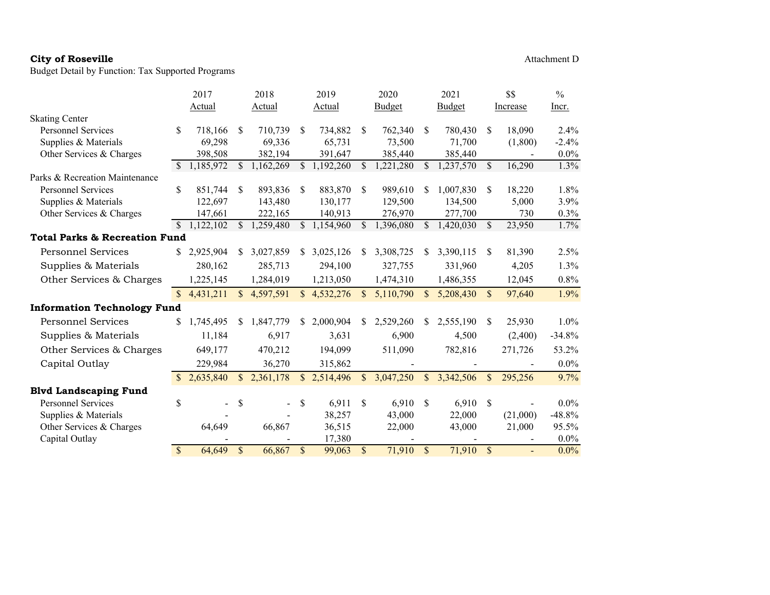**City of Roseville**

Attachment D

Budget Detail by Function: Tax Supported Programs

| | 2017 Actual | 2018 Actual | 2019 Actual | 2020 Budget | 2021 Budget | $$ Increase | % Incr. |
|---|---|---|---|---|---|---|---|
| **Skating Center** | | | | | | | |
| Personnel Services | $ 718,166 | $ 710,739 | $ 734,882 | $ 762,340 | $ 780,430 | $ 18,090 | 2.4% |
| Supplies & Materials | 69,298 | 69,336 | 65,731 | 73,500 | 71,700 | (1,800) | -2.4% |
| Other Services & Charges | 398,508 | 382,194 | 391,647 | 385,440 | 385,440 | - | 0.0% |
| | $ 1,185,972 | $ 1,162,269 | $ 1,192,260 | $ 1,221,280 | $ 1,237,570 | $ 16,290 | 1.3% |
| **Parks & Recreation Maintenance** | | | | | | | |
| Personnel Services | $ 851,744 | $ 893,836 | $ 883,870 | $ 989,610 | $ 1,007,830 | $ 18,220 | 1.8% |
| Supplies & Materials | 122,697 | 143,480 | 130,177 | 129,500 | 134,500 | 5,000 | 3.9% |
| Other Services & Charges | 147,661 | 222,165 | 140,913 | 276,970 | 277,700 | 730 | 0.3% |
| | $ 1,122,102 | $ 1,259,480 | $ 1,154,960 | $ 1,396,080 | $ 1,420,030 | $ 23,950 | 1.7% |
| **Total Parks & Recreation Fund** | | | | | | | |
| Personnel Services | $ 2,925,904 | $ 3,027,859 | $ 3,025,126 | $ 3,308,725 | $ 3,390,115 | $ 81,390 | 2.5% |
| Supplies & Materials | 280,162 | 285,713 | 294,100 | 327,755 | 331,960 | 4,205 | 1.3% |
| Other Services & Charges | 1,225,145 | 1,284,019 | 1,213,050 | 1,474,310 | 1,486,355 | 12,045 | 0.8% |
| | $ 4,431,211 | $ 4,597,591 | $ 4,532,276 | $ 5,110,790 | $ 5,208,430 | $ 97,640 | 1.9% |
| **Information Technology Fund** | | | | | | | |
| Personnel Services | $ 1,745,495 | $ 1,847,779 | $ 2,000,904 | $ 2,529,260 | $ 2,555,190 | $ 25,930 | 1.0% |
| Supplies & Materials | 11,184 | 6,917 | 3,631 | 6,900 | 4,500 | (2,400) | -34.8% |
| Other Services & Charges | 649,177 | 470,212 | 194,099 | 511,090 | 782,816 | 271,726 | 53.2% |
| Capital Outlay | 229,984 | 36,270 | 315,862 | - | - | - | 0.0% |
| | $ 2,635,840 | $ 2,361,178 | $ 2,514,496 | $ 3,047,250 | $ 3,342,506 | $ 295,256 | 9.7% |
| **Blvd Landscaping Fund** | | | | | | | |
| Personnel Services | $ - | $ - | $ 6,911 | $ 6,910 | $ 6,910 | $ - | 0.0% |
| Supplies & Materials | - | - | 38,257 | 43,000 | 22,000 | (21,000) | -48.8% |
| Other Services & Charges | 64,649 | 66,867 | 36,515 | 22,000 | 43,000 | 21,000 | 95.5% |
| Capital Outlay | - | - | 17,380 | - | - | - | 0.0% |
| | $ 64,649 | $ 66,867 | $ 99,063 | $ 71,910 | $ 71,910 | $ - | 0.0% |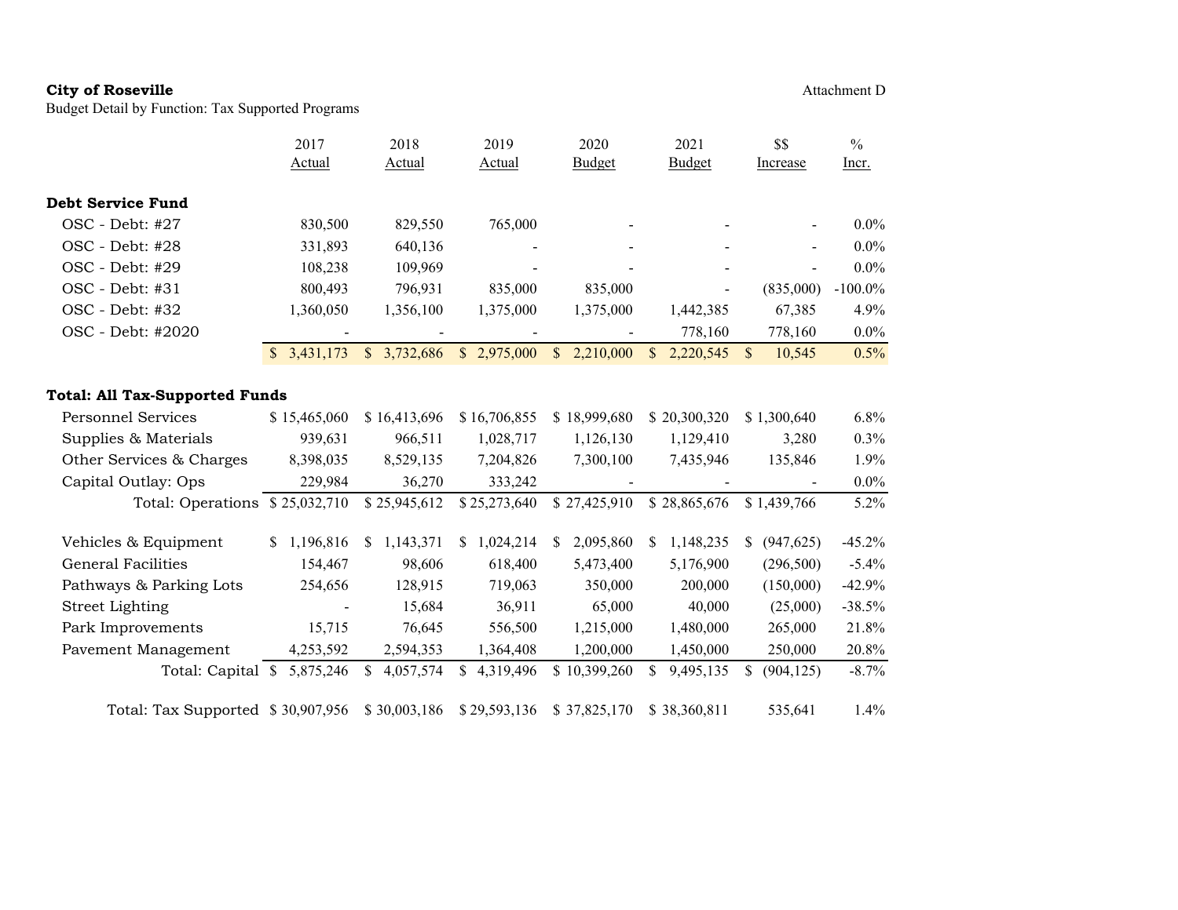**City of Roseville**
Budget Detail by Function: Tax Supported Programs

Attachment D

| | 2017 Actual | 2018 Actual | 2019 Actual | 2020 Budget | 2021 Budget | $$ Increase | % Incr. |
|---|---|---|---|---|---|---|---|
| **Debt Service Fund** | | | | | | | |
| OSC - Debt: #27 | 830,500 | 829,550 | 765,000 | - | - | - | 0.0% |
| OSC - Debt: #28 | 331,893 | 640,136 | - | - | - | - | 0.0% |
| OSC - Debt: #29 | 108,238 | 109,969 | - | - | - | - | 0.0% |
| OSC - Debt: #31 | 800,493 | 796,931 | 835,000 | 835,000 | - | (835,000) | -100.0% |
| OSC - Debt: #32 | 1,360,050 | 1,356,100 | 1,375,000 | 1,375,000 | 1,442,385 | 67,385 | 4.9% |
| OSC - Debt: #2020 | - | - | - | - | 778,160 | 778,160 | 0.0% |
| | $ 3,431,173 | $ 3,732,686 | $ 2,975,000 | $ 2,210,000 | $ 2,220,545 | $ 10,545 | 0.5% |
| | | | | | | | |
| **Total: All Tax-Supported Funds** | | | | | | | |
| Personnel Services | $ 15,465,060 | $ 16,413,696 | $ 16,706,855 | $ 18,999,680 | $ 20,300,320 | $ 1,300,640 | 6.8% |
| Supplies & Materials | 939,631 | 966,511 | 1,028,717 | 1,126,130 | 1,129,410 | 3,280 | 0.3% |
| Other Services & Charges | 8,398,035 | 8,529,135 | 7,204,826 | 7,300,100 | 7,435,946 | 135,846 | 1.9% |
| Capital Outlay: Ops | 229,984 | 36,270 | 333,242 | - | - | - | 0.0% |
| Total: Operations | $ 25,032,710 | $ 25,945,612 | $ 25,273,640 | $ 27,425,910 | $ 28,865,676 | $ 1,439,766 | 5.2% |
| | | | | | | | |
| Vehicles & Equipment | $ 1,196,816 | $ 1,143,371 | $ 1,024,214 | $ 2,095,860 | $ 1,148,235 | $ (947,625) | -45.2% |
| General Facilities | 154,467 | 98,606 | 618,400 | 5,473,400 | 5,176,900 | (296,500) | -5.4% |
| Pathways & Parking Lots | 254,656 | 128,915 | 719,063 | 350,000 | 200,000 | (150,000) | -42.9% |
| Street Lighting | - | 15,684 | 36,911 | 65,000 | 40,000 | (25,000) | -38.5% |
| Park Improvements | 15,715 | 76,645 | 556,500 | 1,215,000 | 1,480,000 | 265,000 | 21.8% |
| Pavement Management | 4,253,592 | 2,594,353 | 1,364,408 | 1,200,000 | 1,450,000 | 250,000 | 20.8% |
| Total: Capital | $ 5,875,246 | $ 4,057,574 | $ 4,319,496 | $ 10,399,260 | $ 9,495,135 | $ (904,125) | -8.7% |
| | | | | | | | |
| Total: Tax Supported | $ 30,907,956 | $ 30,003,186 | $ 29,593,136 | $ 37,825,170 | $ 38,360,811 | 535,641 | 1.4% |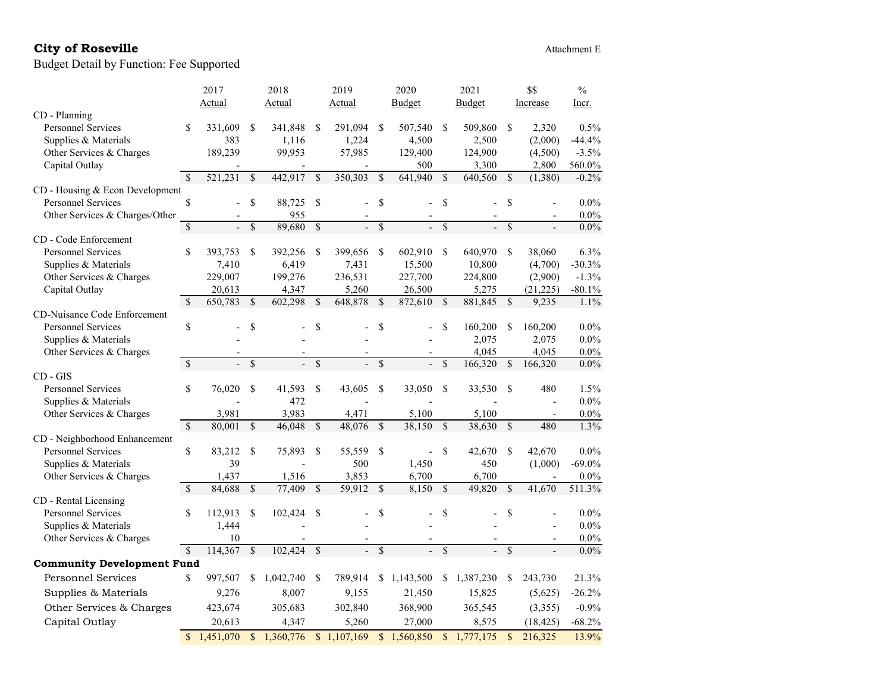**City of Roseville**

Attachment E

Budget Detail by Function: Fee Supported

| | 2017 Actual | 2018 Actual | 2019 Actual | 2020 Budget | 2021 Budget | $$ Increase | % Incr. |
|---|---|---|---|---|---|---|---|
| **CD - Planning** | | | | | | | |
| Personnel Services | $ 331,609 | $ 341,848 | $ 291,094 | $ 507,540 | $ 509,860 | $ 2,320 | 0.5% |
| Supplies & Materials | 383 | 1,116 | 1,224 | 4,500 | 2,500 | (2,000) | -44.4% |
| Other Services & Charges | 189,239 | 99,953 | 57,985 | 129,400 | 124,900 | (4,500) | -3.5% |
| Capital Outlay | - | - | - | 500 | 3,300 | 2,800 | 560.0% |
| | $ 521,231 | $ 442,917 | $ 350,303 | $ 641,940 | $ 640,560 | $ (1,380) | -0.2% |
| **CD - Housing & Econ Development** | | | | | | | |
| Personnel Services | $ - | $ 88,725 | $ - | $ - | $ - | $ - | 0.0% |
| Other Services & Charges/Other | - | 955 | - | - | - | - | 0.0% |
| | $ - | $ 89,680 | $ - | $ - | $ - | $ - | 0.0% |
| **CD - Code Enforcement** | | | | | | | |
| Personnel Services | $ 393,753 | $ 392,256 | $ 399,656 | $ 602,910 | $ 640,970 | $ 38,060 | 6.3% |
| Supplies & Materials | 7,410 | 6,419 | 7,431 | 15,500 | 10,800 | (4,700) | -30.3% |
| Other Services & Charges | 229,007 | 199,276 | 236,531 | 227,700 | 224,800 | (2,900) | -1.3% |
| Capital Outlay | 20,613 | 4,347 | 5,260 | 26,500 | 5,275 | (21,225) | -80.1% |
| | $ 650,783 | $ 602,298 | $ 648,878 | $ 872,610 | $ 881,845 | $ 9,235 | 1.1% |
| **CD-Nuisance Code Enforcement** | | | | | | | |
| Personnel Services | $ - | $ - | $ - | $ - | $ 160,200 | $ 160,200 | 0.0% |
| Supplies & Materials | - | - | - | - | 2,075 | 2,075 | 0.0% |
| Other Services & Charges | - | - | - | - | 4,045 | 4,045 | 0.0% |
| | $ - | $ - | $ - | $ - | $ 166,320 | $ 166,320 | 0.0% |
| **CD - GIS** | | | | | | | |
| Personnel Services | $ 76,020 | $ 41,593 | $ 43,605 | $ 33,050 | $ 33,530 | $ 480 | 1.5% |
| Supplies & Materials | - | 472 | - | - | - | - | 0.0% |
| Other Services & Charges | 3,981 | 3,983 | 4,471 | 5,100 | 5,100 | - | 0.0% |
| | $ 80,001 | $ 46,048 | $ 48,076 | $ 38,150 | $ 38,630 | $ 480 | 1.3% |
| **CD - Neighborhood Enhancement** | | | | | | | |
| Personnel Services | $ 83,212 | $ 75,893 | $ 55,559 | $ - | $ 42,670 | $ 42,670 | 0.0% |
| Supplies & Materials | 39 | - | 500 | 1,450 | 450 | (1,000) | -69.0% |
| Other Services & Charges | 1,437 | 1,516 | 3,853 | 6,700 | 6,700 | - | 0.0% |
| | $ 84,688 | $ 77,409 | $ 59,912 | $ 8,150 | $ 49,820 | $ 41,670 | 511.3% |
| **CD - Rental Licensing** | | | | | | | |
| Personnel Services | $ 112,913 | $ 102,424 | $ - | $ - | $ - | $ - | 0.0% |
| Supplies & Materials | 1,444 | - | - | - | - | - | 0.0% |
| Other Services & Charges | 10 | - | - | - | - | - | 0.0% |
| | $ 114,367 | $ 102,424 | $ - | $ - | $ - | $ - | 0.0% |
| **Community Development Fund** | | | | | | | |
| Personnel Services | $ 997,507 | $ 1,042,740 | $ 789,914 | $ 1,143,500 | $ 1,387,230 | $ 243,730 | 21.3% |
| Supplies & Materials | 9,276 | 8,007 | 9,155 | 21,450 | 15,825 | (5,625) | -26.2% |
| Other Services & Charges | 423,674 | 305,683 | 302,840 | 368,900 | 365,545 | (3,355) | -0.9% |
| Capital Outlay | 20,613 | 4,347 | 5,260 | 27,000 | 8,575 | (18,425) | -68.2% |
| | $ 1,451,070 | $ 1,360,776 | $ 1,107,169 | $ 1,560,850 | $ 1,777,175 | $ 216,325 | 13.9% |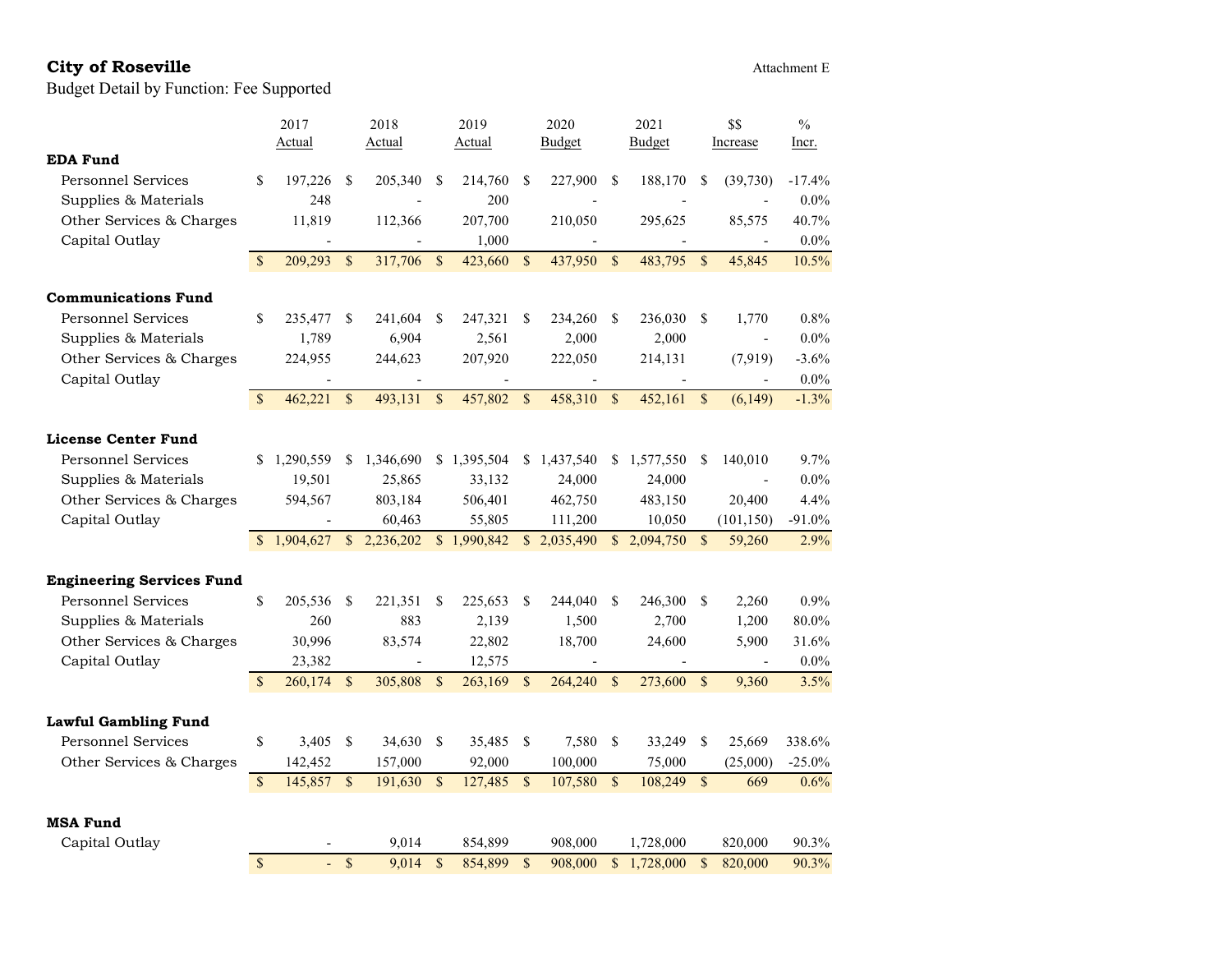**City of Roseville**

Attachment E

Budget Detail by Function: Fee Supported

| | 2017 Actual | 2018 Actual | 2019 Actual | 2020 Budget | 2021 Budget | $$ Increase | % Incr. |
|---|---|---|---|---|---|---|---|
| **EDA Fund** | | | | | | | |
| Personnel Services | $ 197,226 | $ 205,340 | $ 214,760 | $ 227,900 | $ 188,170 | $ (39,730) | -17.4% |
| Supplies & Materials | 248 | - | 200 | - | - | - | 0.0% |
| Other Services & Charges | 11,819 | 112,366 | 207,700 | 210,050 | 295,625 | 85,575 | 40.7% |
| Capital Outlay | - | - | 1,000 | - | - | - | 0.0% |
| | $ 209,293 | $ 317,706 | $ 423,660 | $ 437,950 | $ 483,795 | $ 45,845 | 10.5% |
| **Communications Fund** | | | | | | | |
| Personnel Services | $ 235,477 | $ 241,604 | $ 247,321 | $ 234,260 | $ 236,030 | $ 1,770 | 0.8% |
| Supplies & Materials | 1,789 | 6,904 | 2,561 | 2,000 | 2,000 | - | 0.0% |
| Other Services & Charges | 224,955 | 244,623 | 207,920 | 222,050 | 214,131 | (7,919) | -3.6% |
| Capital Outlay | - | - | - | - | - | - | 0.0% |
| | $ 462,221 | $ 493,131 | $ 457,802 | $ 458,310 | $ 452,161 | $ (6,149) | -1.3% |
| **License Center Fund** | | | | | | | |
| Personnel Services | $ 1,290,559 | $ 1,346,690 | $ 1,395,504 | $ 1,437,540 | $ 1,577,550 | $ 140,010 | 9.7% |
| Supplies & Materials | 19,501 | 25,865 | 33,132 | 24,000 | 24,000 | - | 0.0% |
| Other Services & Charges | 594,567 | 803,184 | 506,401 | 462,750 | 483,150 | 20,400 | 4.4% |
| Capital Outlay | - | 60,463 | 55,805 | 111,200 | 10,050 | (101,150) | -91.0% |
| | $ 1,904,627 | $ 2,236,202 | $ 1,990,842 | $ 2,035,490 | $ 2,094,750 | $ 59,260 | 2.9% |
| **Engineering Services Fund** | | | | | | | |
| Personnel Services | $ 205,536 | $ 221,351 | $ 225,653 | $ 244,040 | $ 246,300 | $ 2,260 | 0.9% |
| Supplies & Materials | 260 | 883 | 2,139 | 1,500 | 2,700 | 1,200 | 80.0% |
| Other Services & Charges | 30,996 | 83,574 | 22,802 | 18,700 | 24,600 | 5,900 | 31.6% |
| Capital Outlay | 23,382 | - | 12,575 | - | - | - | 0.0% |
| | $ 260,174 | $ 305,808 | $ 263,169 | $ 264,240 | $ 273,600 | $ 9,360 | 3.5% |
| **Lawful Gambling Fund** | | | | | | | |
| Personnel Services | $ 3,405 | $ 34,630 | $ 35,485 | $ 7,580 | $ 33,249 | $ 25,669 | 338.6% |
| Other Services & Charges | 142,452 | 157,000 | 92,000 | 100,000 | 75,000 | (25,000) | -25.0% |
| | $ 145,857 | $ 191,630 | $ 127,485 | $ 107,580 | $ 108,249 | $ 669 | 0.6% |
| **MSA Fund** | | | | | | | |
| Capital Outlay | - | 9,014 | 854,899 | 908,000 | 1,728,000 | 820,000 | 90.3% |
| | $ - | $ 9,014 | $ 854,899 | $ 908,000 | $ 1,728,000 | $ 820,000 | 90.3% |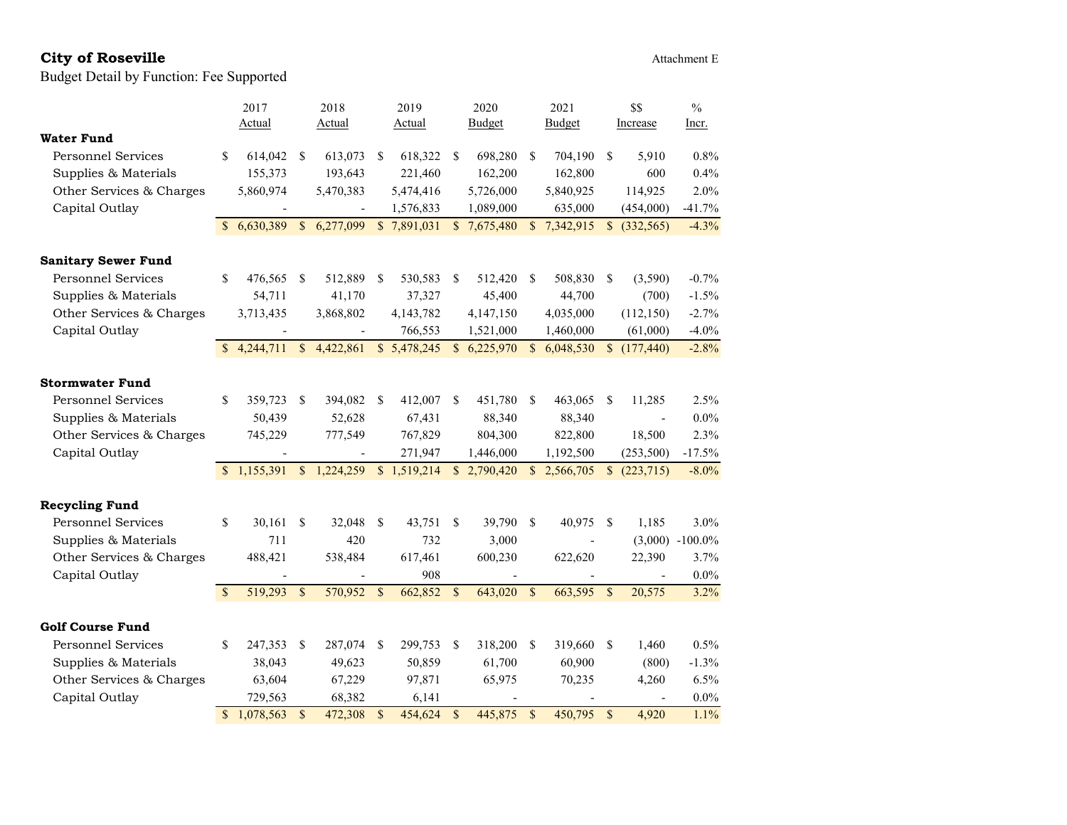**City of Roseville** — Attachment E

Budget Detail by Function: Fee Supported

| | 2017 Actual | 2018 Actual | 2019 Actual | 2020 Budget | 2021 Budget | $$ Increase | % Incr. |
|---|---|---|---|---|---|---|---|
| **Water Fund** | | | | | | | |
| Personnel Services | $ 614,042 | $ 613,073 | $ 618,322 | $ 698,280 | $ 704,190 | $ 5,910 | 0.8% |
| Supplies & Materials | 155,373 | 193,643 | 221,460 | 162,200 | 162,800 | 600 | 0.4% |
| Other Services & Charges | 5,860,974 | 5,470,383 | 5,474,416 | 5,726,000 | 5,840,925 | 114,925 | 2.0% |
| Capital Outlay | - | - | 1,576,833 | 1,089,000 | 635,000 | (454,000) | -41.7% |
| | $ 6,630,389 | $ 6,277,099 | $ 7,891,031 | $ 7,675,480 | $ 7,342,915 | $ (332,565) | -4.3% |
| **Sanitary Sewer Fund** | | | | | | | |
| Personnel Services | $ 476,565 | $ 512,889 | $ 530,583 | $ 512,420 | $ 508,830 | $ (3,590) | -0.7% |
| Supplies & Materials | 54,711 | 41,170 | 37,327 | 45,400 | 44,700 | (700) | -1.5% |
| Other Services & Charges | 3,713,435 | 3,868,802 | 4,143,782 | 4,147,150 | 4,035,000 | (112,150) | -2.7% |
| Capital Outlay | - | - | 766,553 | 1,521,000 | 1,460,000 | (61,000) | -4.0% |
| | $ 4,244,711 | $ 4,422,861 | $ 5,478,245 | $ 6,225,970 | $ 6,048,530 | $ (177,440) | -2.8% |
| **Stormwater Fund** | | | | | | | |
| Personnel Services | $ 359,723 | $ 394,082 | $ 412,007 | $ 451,780 | $ 463,065 | $ 11,285 | 2.5% |
| Supplies & Materials | 50,439 | 52,628 | 67,431 | 88,340 | 88,340 | - | 0.0% |
| Other Services & Charges | 745,229 | 777,549 | 767,829 | 804,300 | 822,800 | 18,500 | 2.3% |
| Capital Outlay | - | - | 271,947 | 1,446,000 | 1,192,500 | (253,500) | -17.5% |
| | $ 1,155,391 | $ 1,224,259 | $ 1,519,214 | $ 2,790,420 | $ 2,566,705 | $ (223,715) | -8.0% |
| **Recycling Fund** | | | | | | | |
| Personnel Services | $ 30,161 | $ 32,048 | $ 43,751 | $ 39,790 | $ 40,975 | $ 1,185 | 3.0% |
| Supplies & Materials | 711 | 420 | 732 | 3,000 | - | (3,000) | -100.0% |
| Other Services & Charges | 488,421 | 538,484 | 617,461 | 600,230 | 622,620 | 22,390 | 3.7% |
| Capital Outlay | - | - | 908 | - | - | - | 0.0% |
| | $ 519,293 | $ 570,952 | $ 662,852 | $ 643,020 | $ 663,595 | $ 20,575 | 3.2% |
| **Golf Course Fund** | | | | | | | |
| Personnel Services | $ 247,353 | $ 287,074 | $ 299,753 | $ 318,200 | $ 319,660 | $ 1,460 | 0.5% |
| Supplies & Materials | 38,043 | 49,623 | 50,859 | 61,700 | 60,900 | (800) | -1.3% |
| Other Services & Charges | 63,604 | 67,229 | 97,871 | 65,975 | 70,235 | 4,260 | 6.5% |
| Capital Outlay | 729,563 | 68,382 | 6,141 | - | - | - | 0.0% |
| | $ 1,078,563 | $ 472,308 | $ 454,624 | $ 445,875 | $ 450,795 | $ 4,920 | 1.1% |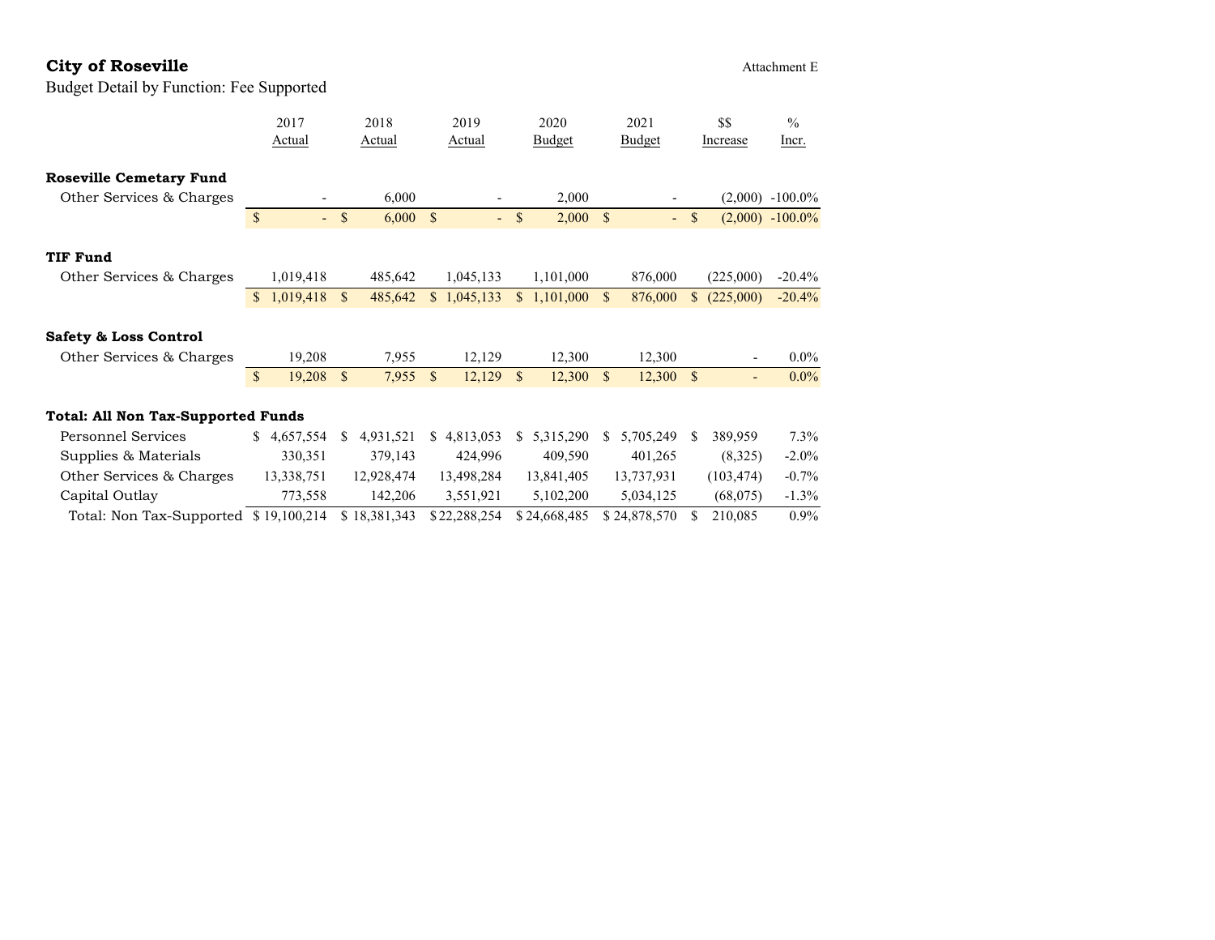## City of Roseville

Attachment E

Budget Detail by Function: Fee Supported

| | 2017 Actual | 2018 Actual | 2019 Actual | 2020 Budget | 2021 Budget | $$ Increase | % Incr. |
|---|---|---|---|---|---|---|---|
| **Roseville Cemetary Fund** | | | | | | | |
| Other Services & Charges | - | 6,000 | - | 2,000 | - | (2,000) | -100.0% |
| | $ - | $ 6,000 | $ - | $ 2,000 | $ - | $ (2,000) | -100.0% |
| **TIF Fund** | | | | | | | |
| Other Services & Charges | 1,019,418 | 485,642 | 1,045,133 | 1,101,000 | 876,000 | (225,000) | -20.4% |
| | $ 1,019,418 | $ 485,642 | $ 1,045,133 | $ 1,101,000 | $ 876,000 | $ (225,000) | -20.4% |
| **Safety & Loss Control** | | | | | | | |
| Other Services & Charges | 19,208 | 7,955 | 12,129 | 12,300 | 12,300 | - | 0.0% |
| | $ 19,208 | $ 7,955 | $ 12,129 | $ 12,300 | $ 12,300 | $ - | 0.0% |
| **Total: All Non Tax-Supported Funds** | | | | | | | |
| Personnel Services | $ 4,657,554 | $ 4,931,521 | $ 4,813,053 | $ 5,315,290 | $ 5,705,249 | $ 389,959 | 7.3% |
| Supplies & Materials | 330,351 | 379,143 | 424,996 | 409,590 | 401,265 | (8,325) | -2.0% |
| Other Services & Charges | 13,338,751 | 12,928,474 | 13,498,284 | 13,841,405 | 13,737,931 | (103,474) | -0.7% |
| Capital Outlay | 773,558 | 142,206 | 3,551,921 | 5,102,200 | 5,034,125 | (68,075) | -1.3% |
| Total: Non Tax-Supported | $ 19,100,214 | $ 18,381,343 | $ 22,288,254 | $ 24,668,485 | $ 24,878,570 | $ 210,085 | 0.9% |